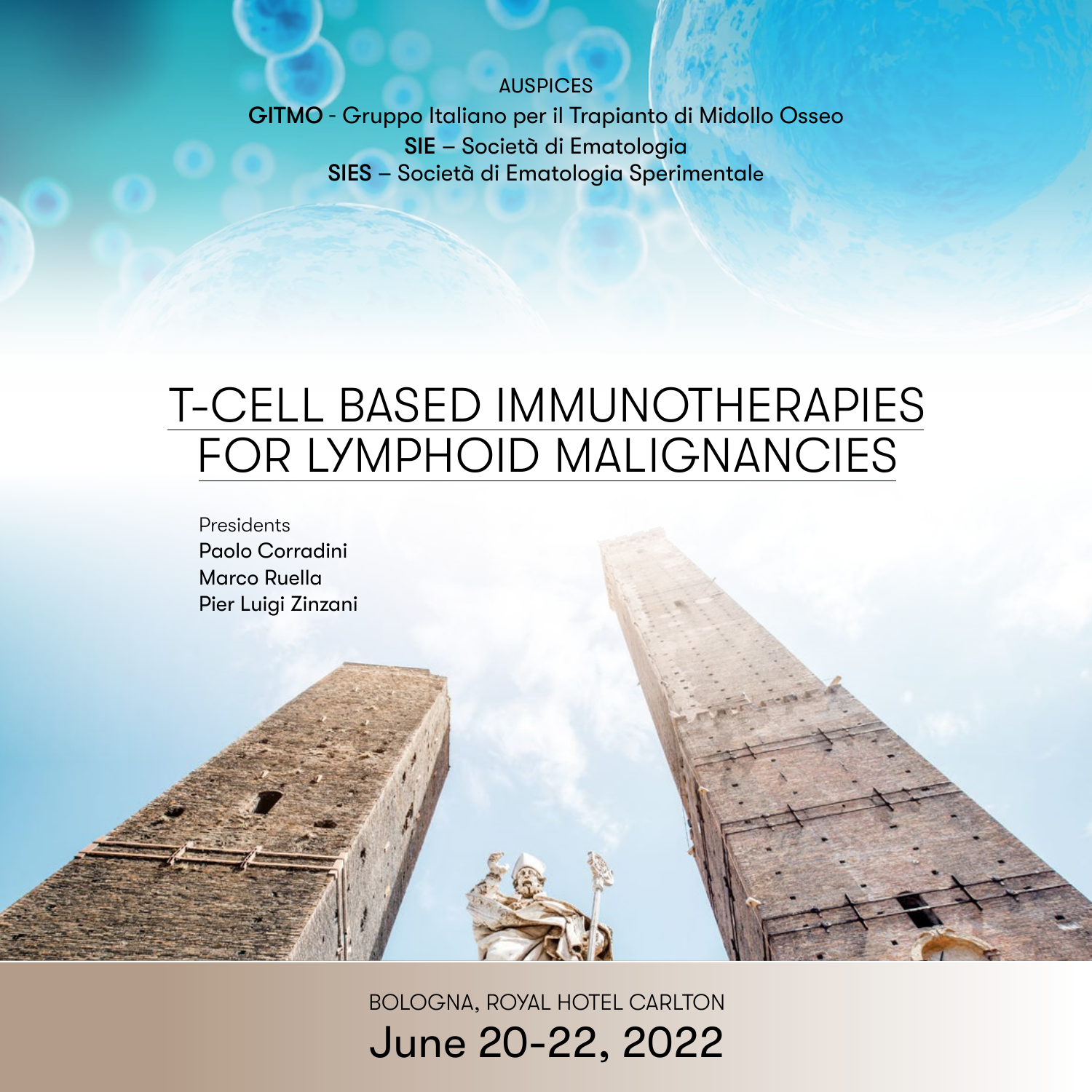AUSPICES

**GITMO** - Gruppo Italiano per il Trapianto di Midollo Osseo

**SIE** – Società di Ematologia

**SIES** – Società di Ematologia Sperimentale

# T-CELL BASED IMMUNOTHERAPIES FOR LYMPHOID MALIGNANCIES

Presidents

Paolo Corradini

Marco Ruella

Pier Luigi Zinzani

BOLOGNA, ROYAL HOTEL CARLTON

June 20-22, 2022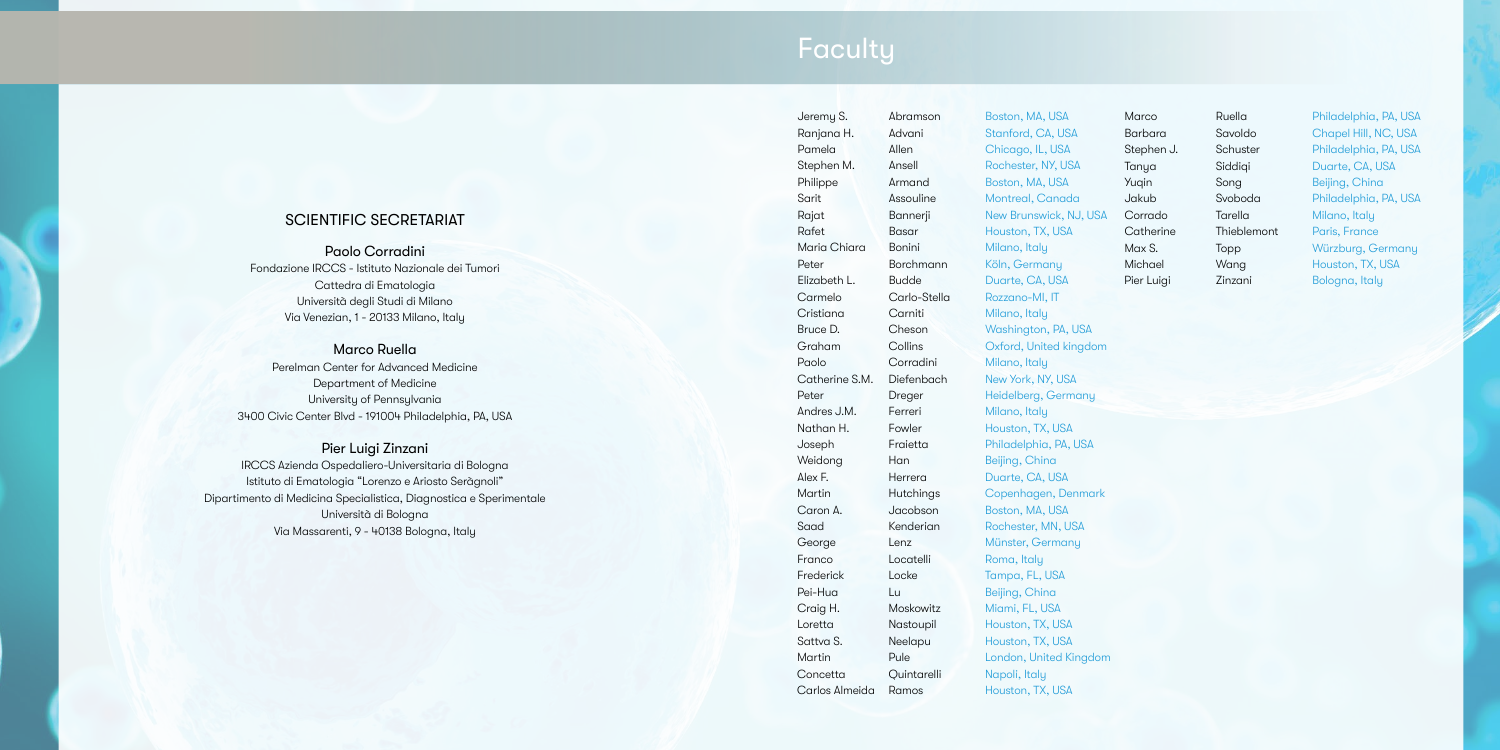# Faculty

## SCIENTIFIC SECRETARIAT

**Paolo Corradini**
Fondazione IRCCS - Istituto Nazionale dei Tumori
Cattedra di Ematologia
Università degli Studi di Milano
Via Venezian, 1 - 20133 Milano, Italy

**Marco Ruella**
Perelman Center for Advanced Medicine
Department of Medicine
University of Pennsylvania
3400 Civic Center Blvd - 191004 Philadelphia, PA, USA

**Pier Luigi Zinzani**
IRCCS Azienda Ospedaliero-Universitaria di Bologna
Istituto di Ematologia "Lorenzo e Ariosto Seràgnoli"
Dipartimento di Medicina Specialistica, Diagnostica e Sperimentale
Università di Bologna
Via Massarenti, 9 - 40138 Bologna, Italy

| | | |
|---|---|---|
| Jeremy S. | Abramson | Boston, MA, USA |
| Ranjana H. | Advani | Stanford, CA, USA |
| Pamela | Allen | Chicago, IL, USA |
| Stephen M. | Ansell | Rochester, NY, USA |
| Philippe | Armand | Boston, MA, USA |
| Sarit | Assouline | Montreal, Canada |
| Rajat | Bannerji | New Brunswick, NJ, USA |
| Rafet | Basar | Houston, TX, USA |
| Maria Chiara | Bonini | Milano, Italy |
| Peter | Borchmann | Köln, Germany |
| Elizabeth L. | Budde | Duarte, CA, USA |
| Carmelo | Carlo-Stella | Rozzano-MI, IT |
| Cristiana | Carniti | Milano, Italy |
| Bruce D. | Cheson | Washington, PA, USA |
| Graham | Collins | Oxford, United kingdom |
| Paolo | Corradini | Milano, Italy |
| Catherine S.M. | Diefenbach | New York, NY, USA |
| Peter | Dreger | Heidelberg, Germany |
| Andres J.M. | Ferreri | Milano, Italy |
| Nathan H. | Fowler | Houston, TX, USA |
| Joseph | Fraietta | Philadelphia, PA, USA |
| Weidong | Han | Beijing, China |
| Alex F. | Herrera | Duarte, CA, USA |
| Martin | Hutchings | Copenhagen, Denmark |
| Caron A. | Jacobson | Boston, MA, USA |
| Saad | Kenderian | Rochester, MN, USA |
| George | Lenz | Münster, Germany |
| Franco | Locatelli | Roma, Italy |
| Frederick | Locke | Tampa, FL, USA |
| Pei-Hua | Lu | Beijing, China |
| Craig H. | Moskowitz | Miami, FL, USA |
| Loretta | Nastoupil | Houston, TX, USA |
| Sattva S. | Neelapu | Houston, TX, USA |
| Martin | Pule | London, United Kingdom |
| Concetta | Quintarelli | Napoli, Italy |
| Carlos Almeida | Ramos | Houston, TX, USA |
| Marco | Ruella | Philadelphia, PA, USA |
| Barbara | Savoldo | Chapel Hill, NC, USA |
| Stephen J. | Schuster | Philadelphia, PA, USA |
| Tanya | Siddiqi | Duarte, CA, USA |
| Yuqin | Song | Beijing, China |
| Jakub | Svoboda | Philadelphia, PA, USA |
| Corrado | Tarella | Milano, Italy |
| Catherine | Thieblemont | Paris, France |
| Max S. | Topp | Würzburg, Germany |
| Michael | Wang | Houston, TX, USA |
| Pier Luigi | Zinzani | Bologna, Italy |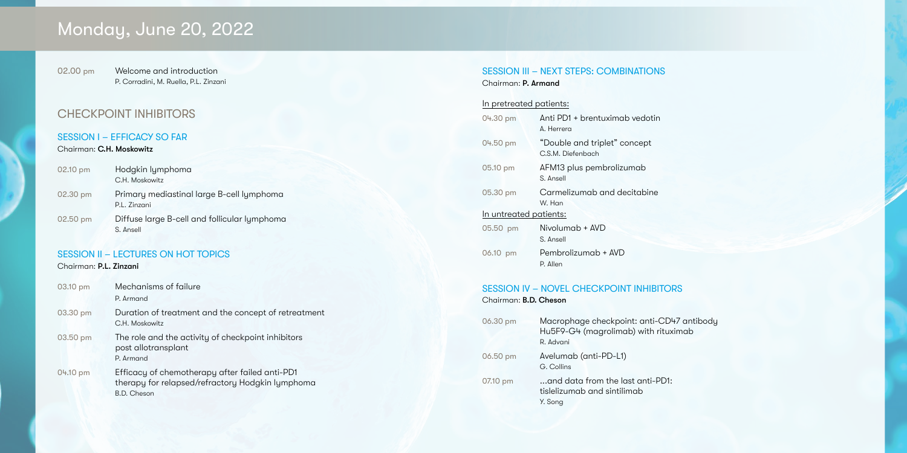# Monday, June 20, 2022

02.00 pm Welcome and introduction
P. Corradini, M. Ruella, P.L. Zinzani

## CHECKPOINT INHIBITORS

### SESSION I – EFFICACY SO FAR

Chairman: **C.H. Moskowitz**

02.10 pm Hodgkin lymphoma
C.H. Moskowitz

02.30 pm Primary mediastinal large B-cell lymphoma
P.L. Zinzani

02.50 pm Diffuse large B-cell and follicular lymphoma
S. Ansell

### SESSION II – LECTURES ON HOT TOPICS

Chairman: **P.L. Zinzani**

03.10 pm Mechanisms of failure
P. Armand

03.30 pm Duration of treatment and the concept of retreatment
C.H. Moskowitz

03.50 pm The role and the activity of checkpoint inhibitors post allotransplant
P. Armand

04.10 pm Efficacy of chemotherapy after failed anti-PD1 therapy for relapsed/refractory Hodgkin lymphoma
B.D. Cheson

### SESSION III – NEXT STEPS: COMBINATIONS

Chairman: **P. Armand**

In pretreated patients:

04.30 pm Anti PD1 + brentuximab vedotin
A. Herrera

04.50 pm "Double and triplet" concept
C.S.M. Diefenbach

05.10 pm AFM13 plus pembrolizumab
S. Ansell

05.30 pm Carmelizumab and decitabine
W. Han

In untreated patients:

05.50 pm Nivolumab + AVD
S. Ansell

06.10 pm Pembrolizumab + AVD
P. Allen

### SESSION IV – NOVEL CHECKPOINT INHIBITORS

Chairman: **B.D. Cheson**

06.30 pm Macrophage checkpoint: anti-CD47 antibody Hu5F9-G4 (magrolimab) with rituximab
R. Advani

06.50 pm Avelumab (anti-PD-L1)
G. Collins

07.10 pm ...and data from the last anti-PD1: tislelizumab and sintilimab
Y. Song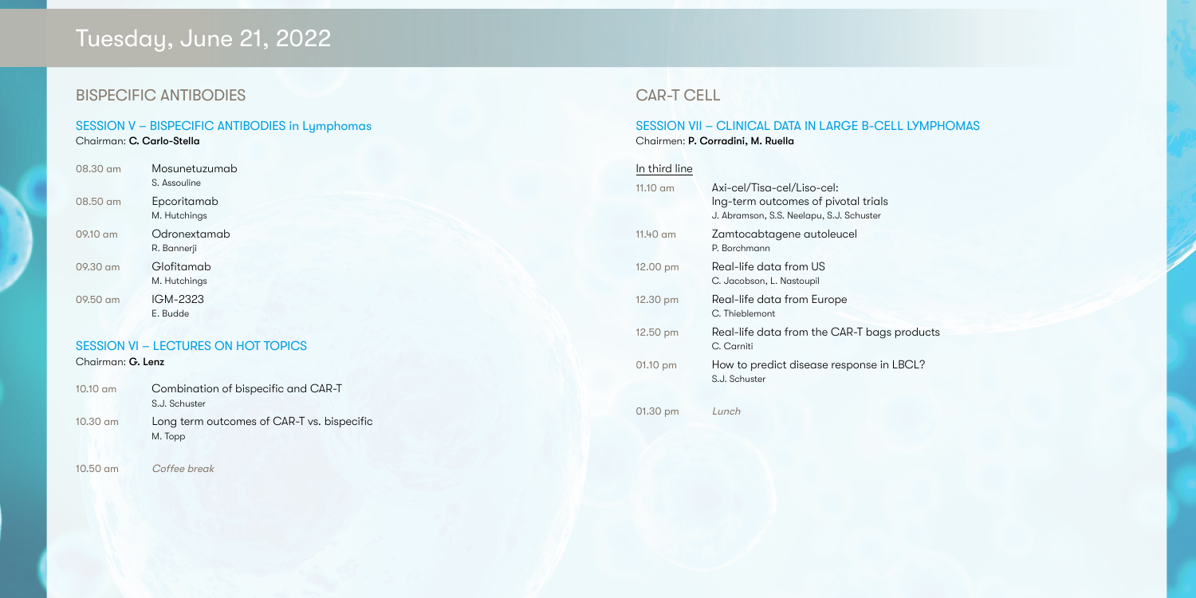# Tuesday, June 21, 2022

## BISPECIFIC ANTIBODIES

### SESSION V – BISPECIFIC ANTIBODIES in Lymphomas

Chairman: **C. Carlo-Stella**

| | |
|---|---|
| 08.30 am | Mosunetuzumab<br>S. Assouline |
| 08.50 am | Epcoritamab<br>M. Hutchings |
| 09.10 am | Odronextamab<br>R. Bannerji |
| 09.30 am | Glofitamab<br>M. Hutchings |
| 09.50 am | IGM-2323<br>E. Budde |

### SESSION VI – LECTURES ON HOT TOPICS

Chairman: **G. Lenz**

| | |
|---|---|
| 10.10 am | Combination of bispecific and CAR-T<br>S.J. Schuster |
| 10.30 am | Long term outcomes of CAR-T vs. bispecific<br>M. Topp |
| 10.50 am | *Coffee break* |

## CAR-T CELL

### SESSION VII – CLINICAL DATA IN LARGE B-CELL LYMPHOMAS

Chairmen: **P. Corradini, M. Ruella**

In third line

| | |
|---|---|
| 11.10 am | Axi-cel/Tisa-cel/Liso-cel:<br>lng-term outcomes of pivotal trials<br>J. Abramson, S.S. Neelapu, S.J. Schuster |
| 11.40 am | Zamtocabtagene autoleucel<br>P. Borchmann |
| 12.00 pm | Real-life data from US<br>C. Jacobson, L. Nastoupil |
| 12.30 pm | Real-life data from Europe<br>C. Thieblemont |
| 12.50 pm | Real-life data from the CAR-T bags products<br>C. Carniti |
| 01.10 pm | How to predict disease response in LBCL?<br>S.J. Schuster |
| 01.30 pm | *Lunch* |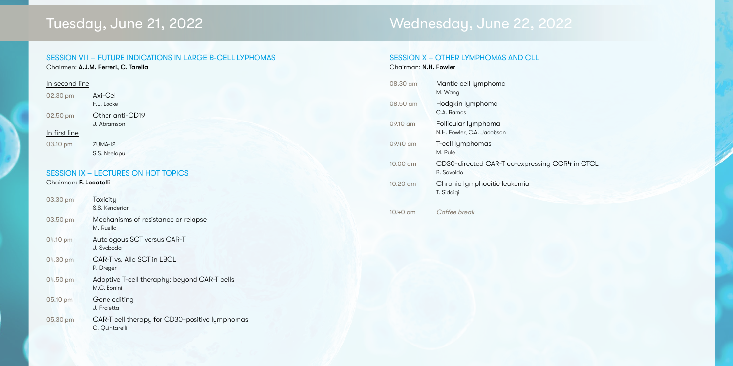# Tuesday, June 21, 2022

## SESSION VIII – FUTURE INDICATIONS IN LARGE B-CELL LYPHOMAS

Chairmen: **A.J.M. Ferreri, C. Tarella**

In second line

| | |
|---|---|
| 02.30 pm | Axi-Cel<br>F.L. Locke |
| 02.50 pm | Other anti-CD19<br>J. Abramson |

In first line

| | |
|---|---|
| 03.10 pm | ZUMA-12<br>S.S. Neelapu |

## SESSION IX – LECTURES ON HOT TOPICS

Chairman: **F. Locatelli**

| | |
|---|---|
| 03.30 pm | Toxicity<br>S.S. Kenderian |
| 03.50 pm | Mechanisms of resistance or relapse<br>M. Ruella |
| 04.10 pm | Autologous SCT versus CAR-T<br>J. Svoboda |
| 04.30 pm | CAR-T vs. Allo SCT in LBCL<br>P. Dreger |
| 04.50 pm | Adoptive T-cell theraphy: beyond CAR-T cells<br>M.C. Bonini |
| 05.10 pm | Gene editing<br>J. Fraietta |
| 05.30 pm | CAR-T cell therapy for CD30-positive lymphomas<br>C. Quintarelli |

# Wednesday, June 22, 2022

## SESSION X – OTHER LYMPHOMAS AND CLL

Chairman: **N.H. Fowler**

| | |
|---|---|
| 08.30 am | Mantle cell lymphoma<br>M. Wang |
| 08.50 am | Hodgkin lymphoma<br>C.A. Ramos |
| 09.10 am | Follicular lymphoma<br>N.H. Fowler, C.A. Jacobson |
| 09.40 am | T-cell lymphomas<br>M. Pule |
| 10.00 am | CD30-directed CAR-T co-expressing CCR4 in CTCL<br>B. Savoldo |
| 10.20 am | Chronic lymphocitic leukemia<br>T. Siddiqi |
| 10.40 am | *Coffee break* |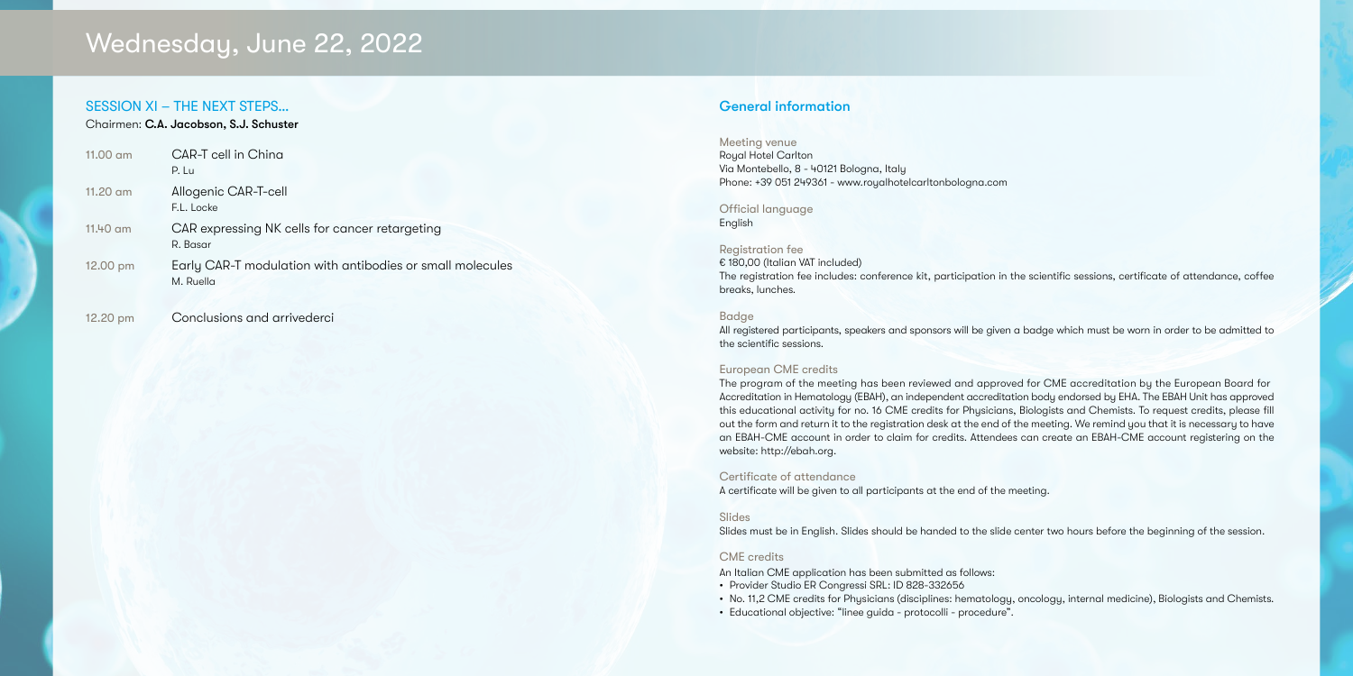# Wednesday, June 22, 2022

## SESSION XI – THE NEXT STEPS...

Chairmen: **C.A. Jacobson, S.J. Schuster**

| | |
|---|---|
| 11.00 am | CAR-T cell in China<br>P. Lu |
| 11.20 am | Allogenic CAR-T-cell<br>F.L. Locke |
| 11.40 am | CAR expressing NK cells for cancer retargeting<br>R. Basar |
| 12.00 pm | Early CAR-T modulation with antibodies or small molecules<br>M. Ruella |
| 12.20 pm | Conclusions and arrivederci |

## General information

### Meeting venue

Royal Hotel Carlton
Via Montebello, 8 - 40121 Bologna, Italy
Phone: +39 051 249361 - www.royalhotelcarltonbologna.com

### Official language

English

### Registration fee

€ 180,00 (Italian VAT included)
The registration fee includes: conference kit, participation in the scientific sessions, certificate of attendance, coffee breaks, lunches.

### Badge

All registered participants, speakers and sponsors will be given a badge which must be worn in order to be admitted to the scientific sessions.

### European CME credits

The program of the meeting has been reviewed and approved for CME accreditation by the European Board for Accreditation in Hematology (EBAH), an independent accreditation body endorsed by EHA. The EBAH Unit has approved this educational activity for no. 16 CME credits for Physicians, Biologists and Chemists. To request credits, please fill out the form and return it to the registration desk at the end of the meeting. We remind you that it is necessary to have an EBAH-CME account in order to claim for credits. Attendees can create an EBAH-CME account registering on the website: http://ebah.org.

### Certificate of attendance

A certificate will be given to all participants at the end of the meeting.

### Slides

Slides must be in English. Slides should be handed to the slide center two hours before the beginning of the session.

### CME credits

An Italian CME application has been submitted as follows:

- Provider Studio ER Congressi SRL: ID 828-332656
- No. 11,2 CME credits for Physicians (disciplines: hematology, oncology, internal medicine), Biologists and Chemists.
- Educational objective: "linee guida - protocolli - procedure".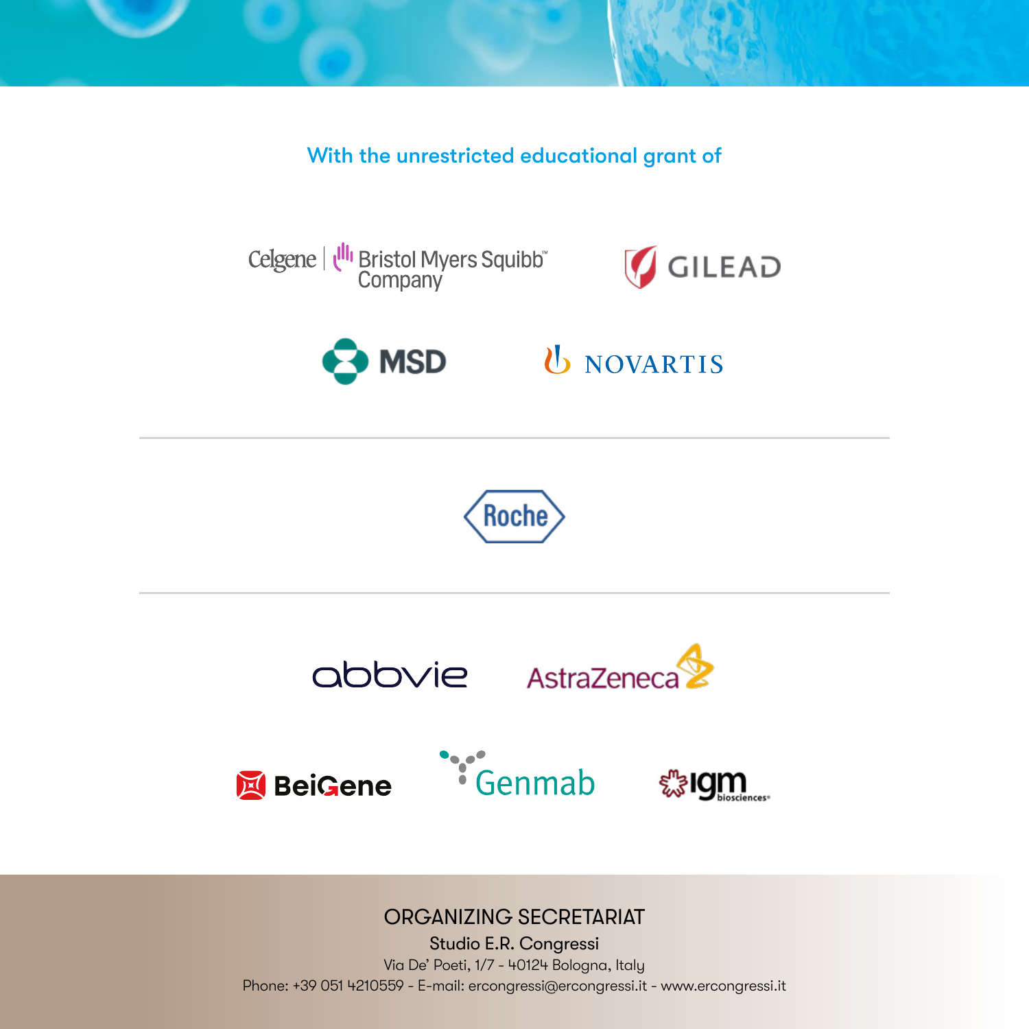With the unrestricted educational grant of

Celgene | Bristol Myers Squibb™ Company

GILEAD

MSD

NOVARTIS

---

Roche

---

abbvie

AstraZeneca

BeiGene

Genmab

igm biosciences

## ORGANIZING SECRETARIAT

**Studio E.R. Congressi**

Via De' Poeti, 1/7 - 40124 Bologna, Italy

Phone: +39 051 4210559 - E-mail: ercongressi@ercongressi.it - www.ercongressi.it